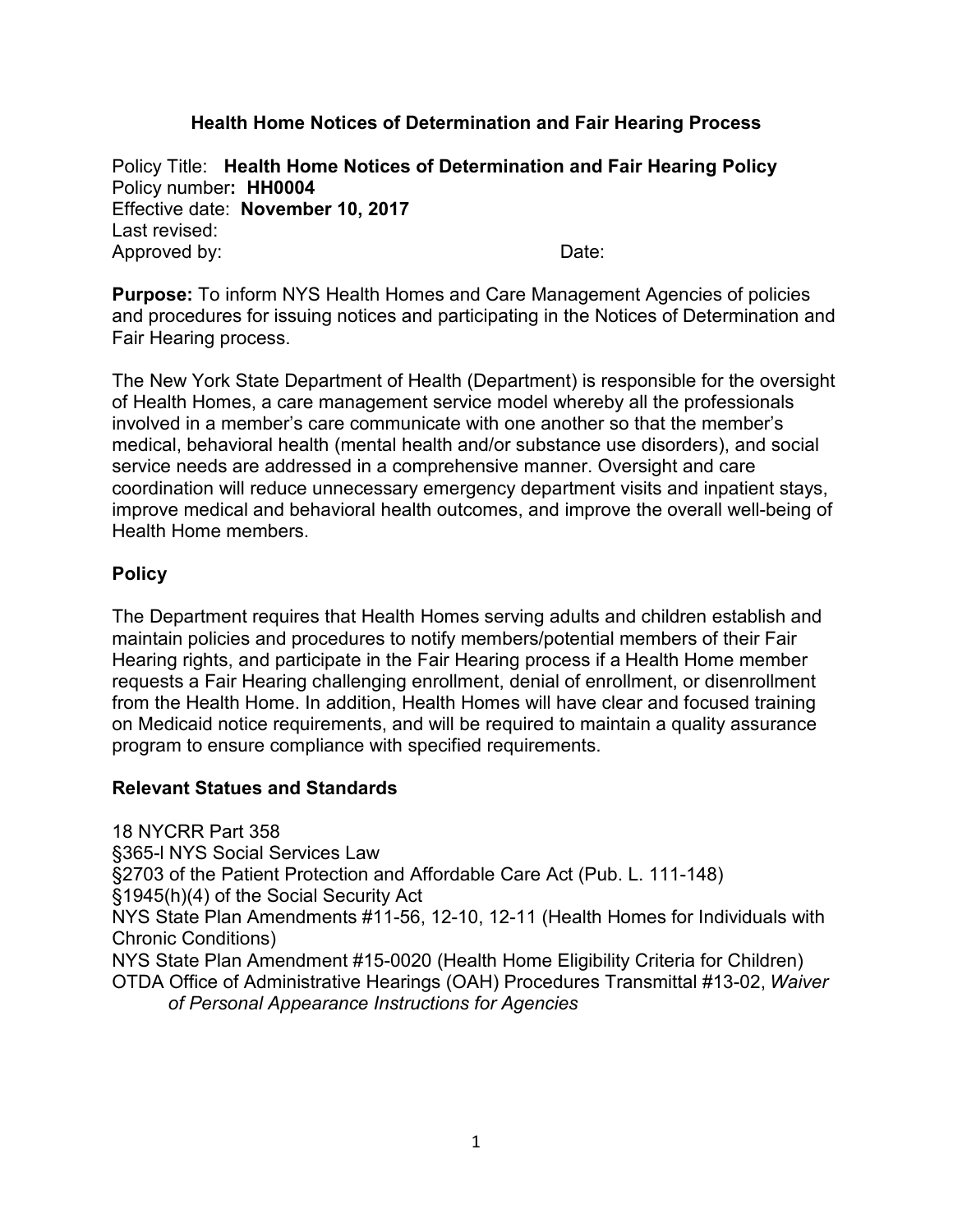# Health Home Notices of Determination and Fair Hearing Process

Policy Title: **Health Home Notices of Determination and Fair Hearing Policy**
Policy number**: HH0004**
Effective date: **November 10, 2017**
Last revised:
Approved by: Date:

**Purpose:** To inform NYS Health Homes and Care Management Agencies of policies and procedures for issuing notices and participating in the Notices of Determination and Fair Hearing process.

The New York State Department of Health (Department) is responsible for the oversight of Health Homes, a care management service model whereby all the professionals involved in a member's care communicate with one another so that the member's medical, behavioral health (mental health and/or substance use disorders), and social service needs are addressed in a comprehensive manner. Oversight and care coordination will reduce unnecessary emergency department visits and inpatient stays, improve medical and behavioral health outcomes, and improve the overall well-being of Health Home members.

## Policy

The Department requires that Health Homes serving adults and children establish and maintain policies and procedures to notify members/potential members of their Fair Hearing rights, and participate in the Fair Hearing process if a Health Home member requests a Fair Hearing challenging enrollment, denial of enrollment, or disenrollment from the Health Home. In addition, Health Homes will have clear and focused training on Medicaid notice requirements, and will be required to maintain a quality assurance program to ensure compliance with specified requirements.

## Relevant Statues and Standards

18 NYCRR Part 358
§365-l NYS Social Services Law
§2703 of the Patient Protection and Affordable Care Act (Pub. L. 111-148)
§1945(h)(4) of the Social Security Act
NYS State Plan Amendments #11-56, 12-10, 12-11 (Health Homes for Individuals with Chronic Conditions)
NYS State Plan Amendment #15-0020 (Health Home Eligibility Criteria for Children)
OTDA Office of Administrative Hearings (OAH) Procedures Transmittal #13-02, *Waiver of Personal Appearance Instructions for Agencies*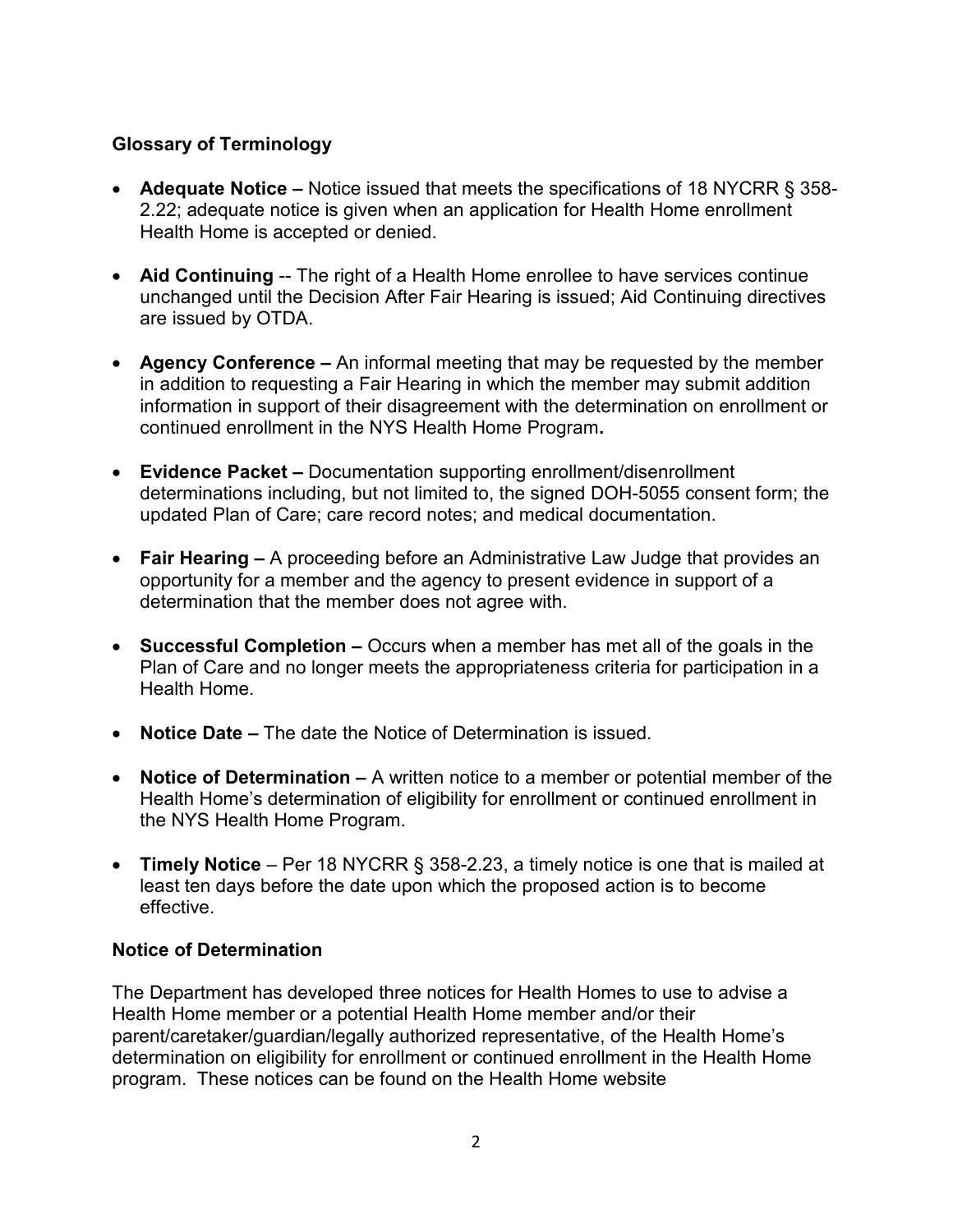### Glossary of Terminology

- **Adequate Notice –** Notice issued that meets the specifications of 18 NYCRR § 358-2.22; adequate notice is given when an application for Health Home enrollment Health Home is accepted or denied.
- **Aid Continuing** -- The right of a Health Home enrollee to have services continue unchanged until the Decision After Fair Hearing is issued; Aid Continuing directives are issued by OTDA.
- **Agency Conference –** An informal meeting that may be requested by the member in addition to requesting a Fair Hearing in which the member may submit addition information in support of their disagreement with the determination on enrollment or continued enrollment in the NYS Health Home Program**.**
- **Evidence Packet –** Documentation supporting enrollment/disenrollment determinations including, but not limited to, the signed DOH-5055 consent form; the updated Plan of Care; care record notes; and medical documentation.
- **Fair Hearing –** A proceeding before an Administrative Law Judge that provides an opportunity for a member and the agency to present evidence in support of a determination that the member does not agree with.
- **Successful Completion –** Occurs when a member has met all of the goals in the Plan of Care and no longer meets the appropriateness criteria for participation in a Health Home.
- **Notice Date –** The date the Notice of Determination is issued.
- **Notice of Determination –** A written notice to a member or potential member of the Health Home's determination of eligibility for enrollment or continued enrollment in the NYS Health Home Program.
- **Timely Notice** – Per 18 NYCRR § 358-2.23, a timely notice is one that is mailed at least ten days before the date upon which the proposed action is to become effective.

### Notice of Determination

The Department has developed three notices for Health Homes to use to advise a Health Home member or a potential Health Home member and/or their parent/caretaker/guardian/legally authorized representative, of the Health Home's determination on eligibility for enrollment or continued enrollment in the Health Home program. These notices can be found on the Health Home website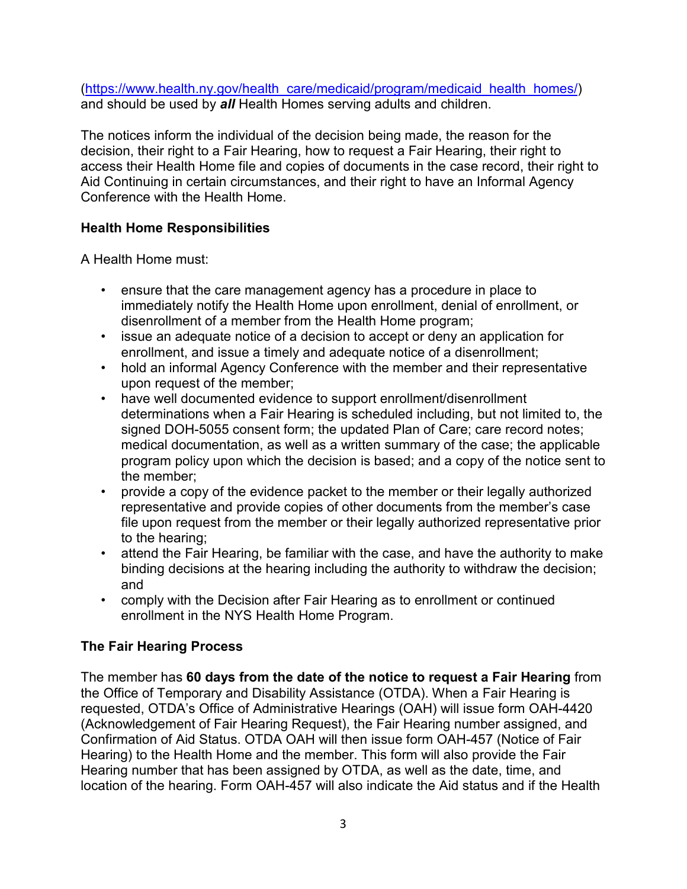(https://www.health.ny.gov/health_care/medicaid/program/medicaid_health_homes/) and should be used by ***all*** Health Homes serving adults and children.

The notices inform the individual of the decision being made, the reason for the decision, their right to a Fair Hearing, how to request a Fair Hearing, their right to access their Health Home file and copies of documents in the case record, their right to Aid Continuing in certain circumstances, and their right to have an Informal Agency Conference with the Health Home.

**Health Home Responsibilities**

A Health Home must:

- ensure that the care management agency has a procedure in place to immediately notify the Health Home upon enrollment, denial of enrollment, or disenrollment of a member from the Health Home program;
- issue an adequate notice of a decision to accept or deny an application for enrollment, and issue a timely and adequate notice of a disenrollment;
- hold an informal Agency Conference with the member and their representative upon request of the member;
- have well documented evidence to support enrollment/disenrollment determinations when a Fair Hearing is scheduled including, but not limited to, the signed DOH-5055 consent form; the updated Plan of Care; care record notes; medical documentation, as well as a written summary of the case; the applicable program policy upon which the decision is based; and a copy of the notice sent to the member;
- provide a copy of the evidence packet to the member or their legally authorized representative and provide copies of other documents from the member's case file upon request from the member or their legally authorized representative prior to the hearing;
- attend the Fair Hearing, be familiar with the case, and have the authority to make binding decisions at the hearing including the authority to withdraw the decision; and
- comply with the Decision after Fair Hearing as to enrollment or continued enrollment in the NYS Health Home Program.

**The Fair Hearing Process**

The member has **60 days from the date of the notice to request a Fair Hearing** from the Office of Temporary and Disability Assistance (OTDA). When a Fair Hearing is requested, OTDA's Office of Administrative Hearings (OAH) will issue form OAH-4420 (Acknowledgement of Fair Hearing Request), the Fair Hearing number assigned, and Confirmation of Aid Status. OTDA OAH will then issue form OAH-457 (Notice of Fair Hearing) to the Health Home and the member. This form will also provide the Fair Hearing number that has been assigned by OTDA, as well as the date, time, and location of the hearing. Form OAH-457 will also indicate the Aid status and if the Health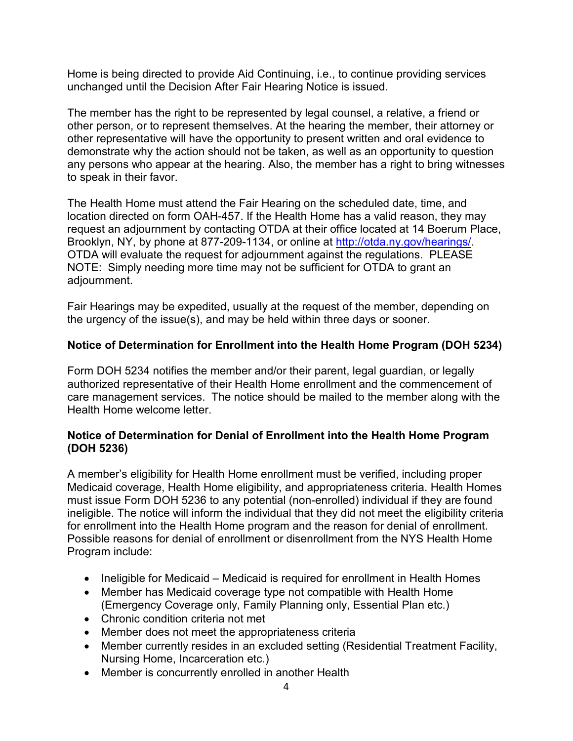Home is being directed to provide Aid Continuing, i.e., to continue providing services unchanged until the Decision After Fair Hearing Notice is issued.

The member has the right to be represented by legal counsel, a relative, a friend or other person, or to represent themselves. At the hearing the member, their attorney or other representative will have the opportunity to present written and oral evidence to demonstrate why the action should not be taken, as well as an opportunity to question any persons who appear at the hearing. Also, the member has a right to bring witnesses to speak in their favor.

The Health Home must attend the Fair Hearing on the scheduled date, time, and location directed on form OAH-457. If the Health Home has a valid reason, they may request an adjournment by contacting OTDA at their office located at 14 Boerum Place, Brooklyn, NY, by phone at 877-209-1134, or online at [http://otda.ny.gov/hearings/](http://otda.ny.gov/hearings/). OTDA will evaluate the request for adjournment against the regulations. PLEASE NOTE: Simply needing more time may not be sufficient for OTDA to grant an adjournment.

Fair Hearings may be expedited, usually at the request of the member, depending on the urgency of the issue(s), and may be held within three days or sooner.

**Notice of Determination for Enrollment into the Health Home Program (DOH 5234)**

Form DOH 5234 notifies the member and/or their parent, legal guardian, or legally authorized representative of their Health Home enrollment and the commencement of care management services. The notice should be mailed to the member along with the Health Home welcome letter.

**Notice of Determination for Denial of Enrollment into the Health Home Program (DOH 5236)**

A member's eligibility for Health Home enrollment must be verified, including proper Medicaid coverage, Health Home eligibility, and appropriateness criteria. Health Homes must issue Form DOH 5236 to any potential (non-enrolled) individual if they are found ineligible. The notice will inform the individual that they did not meet the eligibility criteria for enrollment into the Health Home program and the reason for denial of enrollment. Possible reasons for denial of enrollment or disenrollment from the NYS Health Home Program include:

- Ineligible for Medicaid – Medicaid is required for enrollment in Health Homes
- Member has Medicaid coverage type not compatible with Health Home (Emergency Coverage only, Family Planning only, Essential Plan etc.)
- Chronic condition criteria not met
- Member does not meet the appropriateness criteria
- Member currently resides in an excluded setting (Residential Treatment Facility, Nursing Home, Incarceration etc.)
- Member is concurrently enrolled in another Health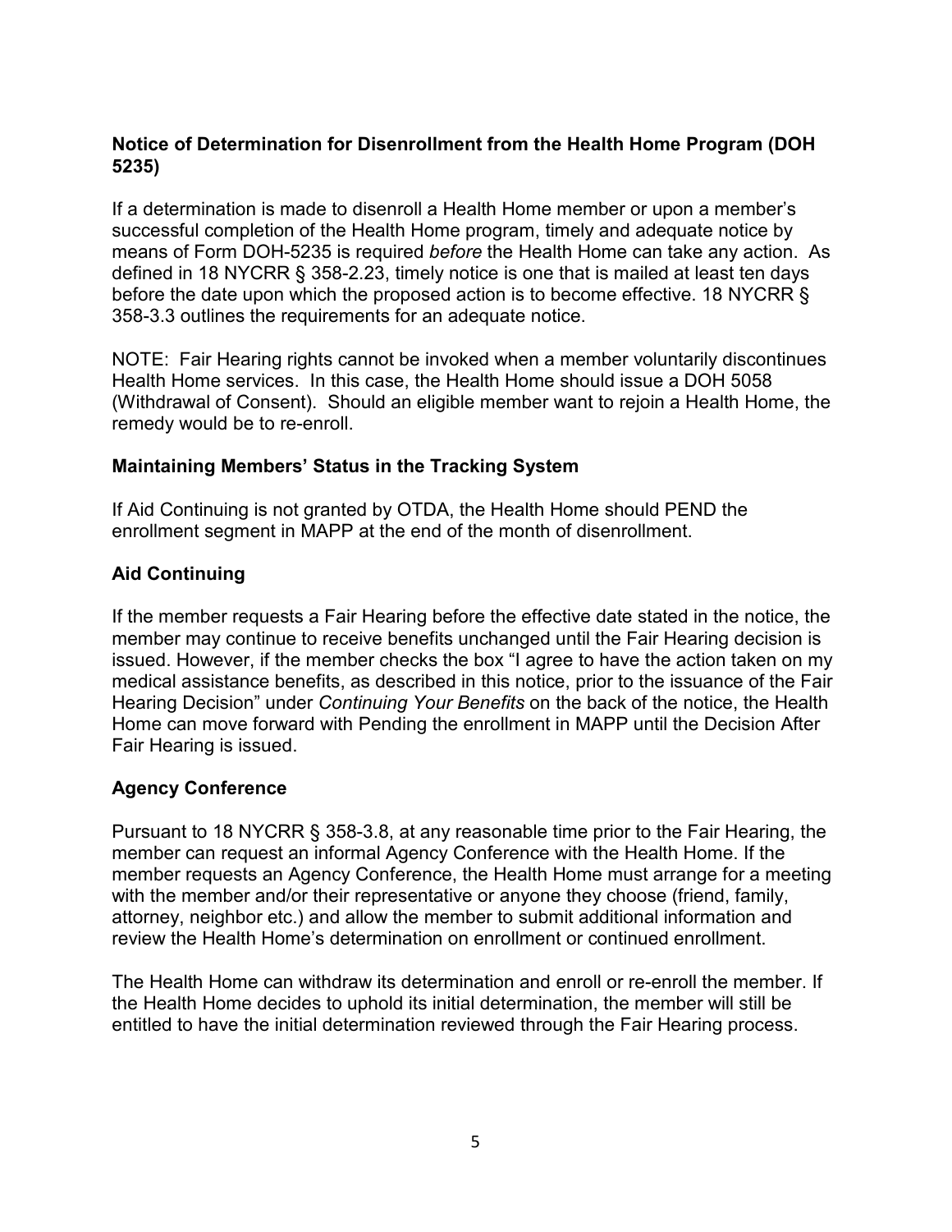### Notice of Determination for Disenrollment from the Health Home Program (DOH 5235)

If a determination is made to disenroll a Health Home member or upon a member's successful completion of the Health Home program, timely and adequate notice by means of Form DOH-5235 is required *before* the Health Home can take any action. As defined in 18 NYCRR § 358-2.23, timely notice is one that is mailed at least ten days before the date upon which the proposed action is to become effective. 18 NYCRR § 358-3.3 outlines the requirements for an adequate notice.

NOTE: Fair Hearing rights cannot be invoked when a member voluntarily discontinues Health Home services. In this case, the Health Home should issue a DOH 5058 (Withdrawal of Consent). Should an eligible member want to rejoin a Health Home, the remedy would be to re-enroll.

### Maintaining Members' Status in the Tracking System

If Aid Continuing is not granted by OTDA, the Health Home should PEND the enrollment segment in MAPP at the end of the month of disenrollment.

### Aid Continuing

If the member requests a Fair Hearing before the effective date stated in the notice, the member may continue to receive benefits unchanged until the Fair Hearing decision is issued. However, if the member checks the box "I agree to have the action taken on my medical assistance benefits, as described in this notice, prior to the issuance of the Fair Hearing Decision" under *Continuing Your Benefits* on the back of the notice, the Health Home can move forward with Pending the enrollment in MAPP until the Decision After Fair Hearing is issued.

### Agency Conference

Pursuant to 18 NYCRR § 358-3.8, at any reasonable time prior to the Fair Hearing, the member can request an informal Agency Conference with the Health Home. If the member requests an Agency Conference, the Health Home must arrange for a meeting with the member and/or their representative or anyone they choose (friend, family, attorney, neighbor etc.) and allow the member to submit additional information and review the Health Home's determination on enrollment or continued enrollment.

The Health Home can withdraw its determination and enroll or re-enroll the member. If the Health Home decides to uphold its initial determination, the member will still be entitled to have the initial determination reviewed through the Fair Hearing process.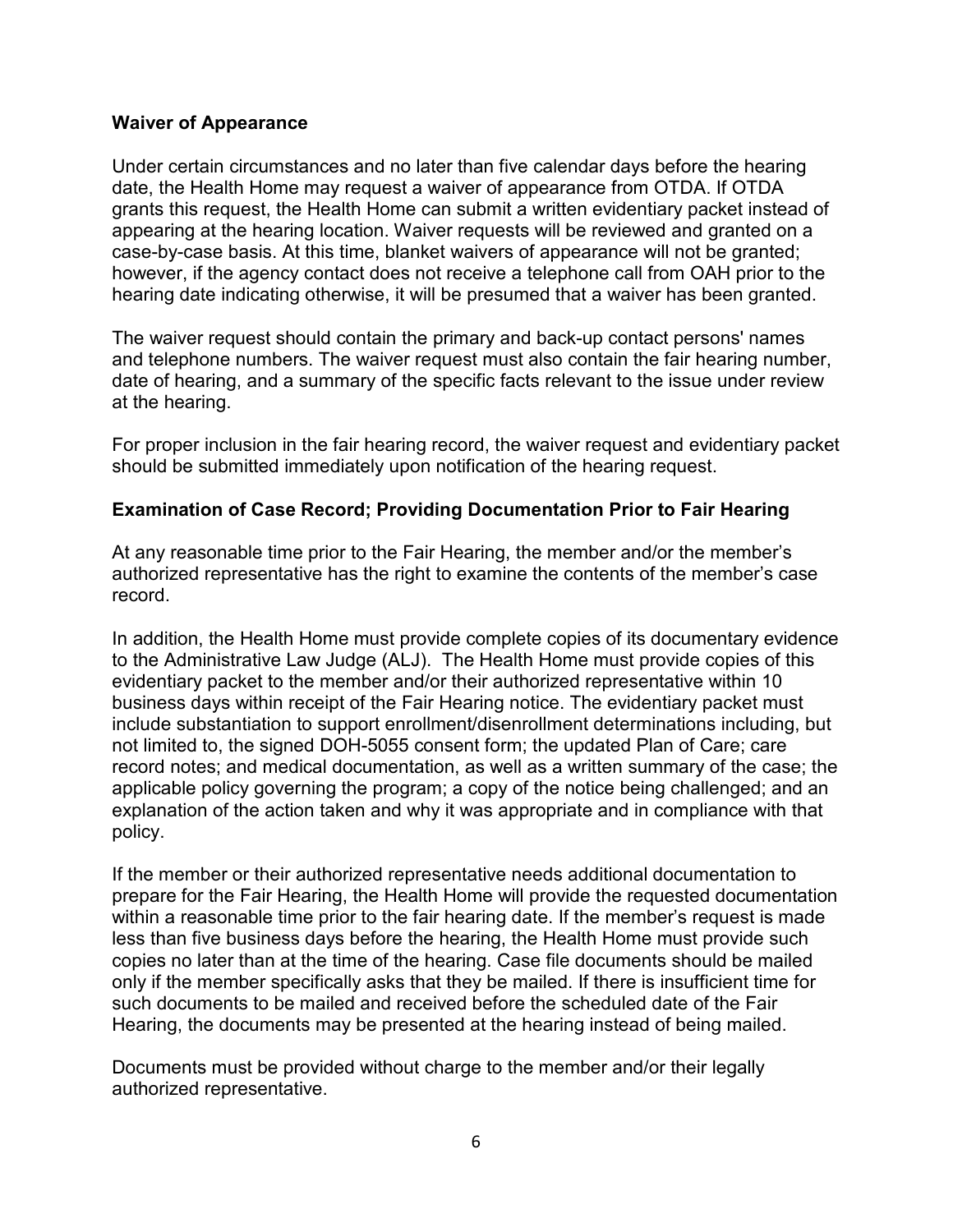**Waiver of Appearance**

Under certain circumstances and no later than five calendar days before the hearing date, the Health Home may request a waiver of appearance from OTDA. If OTDA grants this request, the Health Home can submit a written evidentiary packet instead of appearing at the hearing location. Waiver requests will be reviewed and granted on a case-by-case basis. At this time, blanket waivers of appearance will not be granted; however, if the agency contact does not receive a telephone call from OAH prior to the hearing date indicating otherwise, it will be presumed that a waiver has been granted.

The waiver request should contain the primary and back-up contact persons' names and telephone numbers. The waiver request must also contain the fair hearing number, date of hearing, and a summary of the specific facts relevant to the issue under review at the hearing.

For proper inclusion in the fair hearing record, the waiver request and evidentiary packet should be submitted immediately upon notification of the hearing request.

**Examination of Case Record; Providing Documentation Prior to Fair Hearing**

At any reasonable time prior to the Fair Hearing, the member and/or the member's authorized representative has the right to examine the contents of the member's case record.

In addition, the Health Home must provide complete copies of its documentary evidence to the Administrative Law Judge (ALJ). The Health Home must provide copies of this evidentiary packet to the member and/or their authorized representative within 10 business days within receipt of the Fair Hearing notice. The evidentiary packet must include substantiation to support enrollment/disenrollment determinations including, but not limited to, the signed DOH-5055 consent form; the updated Plan of Care; care record notes; and medical documentation, as well as a written summary of the case; the applicable policy governing the program; a copy of the notice being challenged; and an explanation of the action taken and why it was appropriate and in compliance with that policy.

If the member or their authorized representative needs additional documentation to prepare for the Fair Hearing, the Health Home will provide the requested documentation within a reasonable time prior to the fair hearing date. If the member's request is made less than five business days before the hearing, the Health Home must provide such copies no later than at the time of the hearing. Case file documents should be mailed only if the member specifically asks that they be mailed. If there is insufficient time for such documents to be mailed and received before the scheduled date of the Fair Hearing, the documents may be presented at the hearing instead of being mailed.

Documents must be provided without charge to the member and/or their legally authorized representative.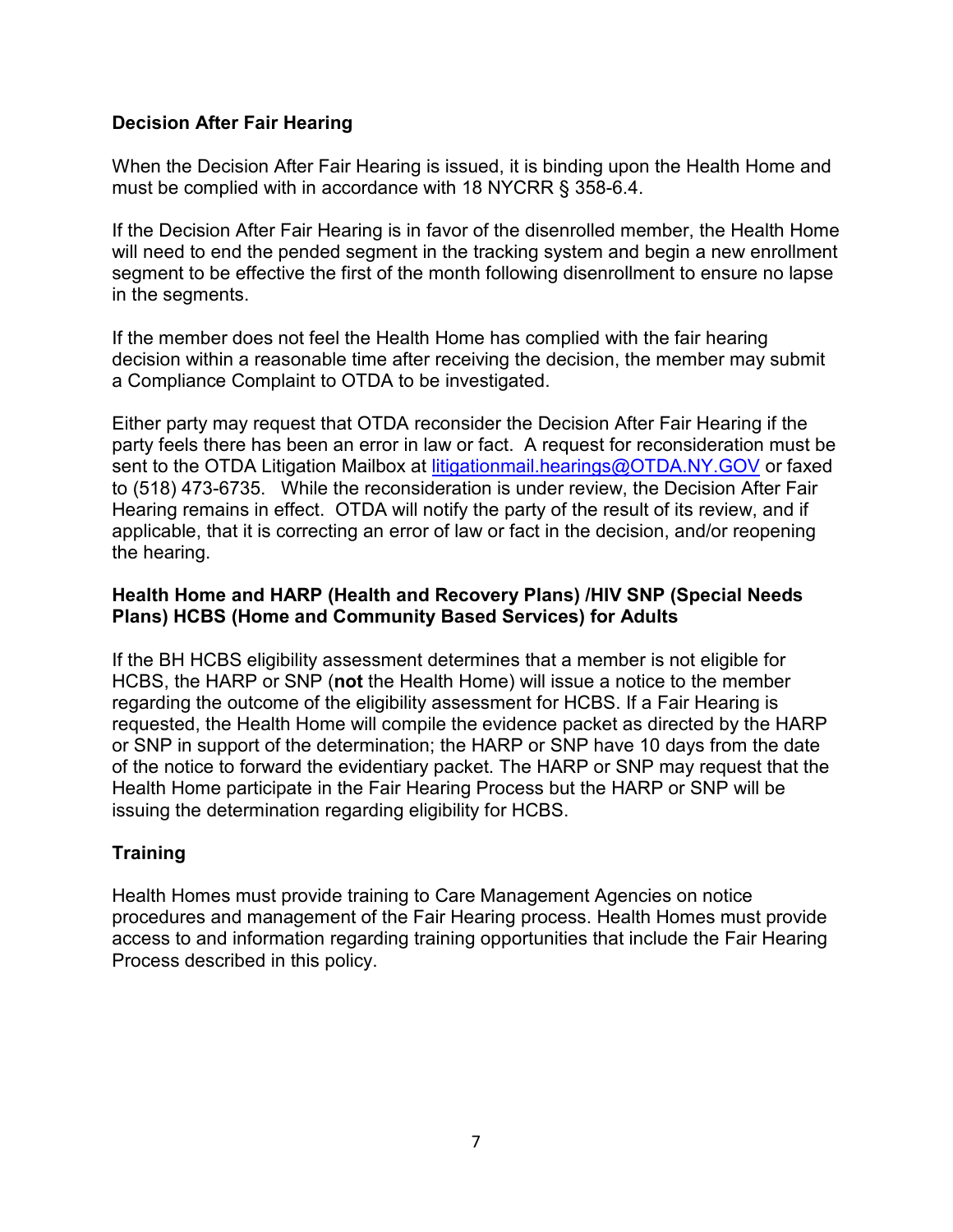## Decision After Fair Hearing

When the Decision After Fair Hearing is issued, it is binding upon the Health Home and must be complied with in accordance with 18 NYCRR § 358-6.4.

If the Decision After Fair Hearing is in favor of the disenrolled member, the Health Home will need to end the pended segment in the tracking system and begin a new enrollment segment to be effective the first of the month following disenrollment to ensure no lapse in the segments.

If the member does not feel the Health Home has complied with the fair hearing decision within a reasonable time after receiving the decision, the member may submit a Compliance Complaint to OTDA to be investigated.

Either party may request that OTDA reconsider the Decision After Fair Hearing if the party feels there has been an error in law or fact. A request for reconsideration must be sent to the OTDA Litigation Mailbox at litigationmail.hearings@OTDA.NY.GOV or faxed to (518) 473-6735. While the reconsideration is under review, the Decision After Fair Hearing remains in effect. OTDA will notify the party of the result of its review, and if applicable, that it is correcting an error of law or fact in the decision, and/or reopening the hearing.

## Health Home and HARP (Health and Recovery Plans) /HIV SNP (Special Needs Plans) HCBS (Home and Community Based Services) for Adults

If the BH HCBS eligibility assessment determines that a member is not eligible for HCBS, the HARP or SNP (**not** the Health Home) will issue a notice to the member regarding the outcome of the eligibility assessment for HCBS. If a Fair Hearing is requested, the Health Home will compile the evidence packet as directed by the HARP or SNP in support of the determination; the HARP or SNP have 10 days from the date of the notice to forward the evidentiary packet. The HARP or SNP may request that the Health Home participate in the Fair Hearing Process but the HARP or SNP will be issuing the determination regarding eligibility for HCBS.

## Training

Health Homes must provide training to Care Management Agencies on notice procedures and management of the Fair Hearing process. Health Homes must provide access to and information regarding training opportunities that include the Fair Hearing Process described in this policy.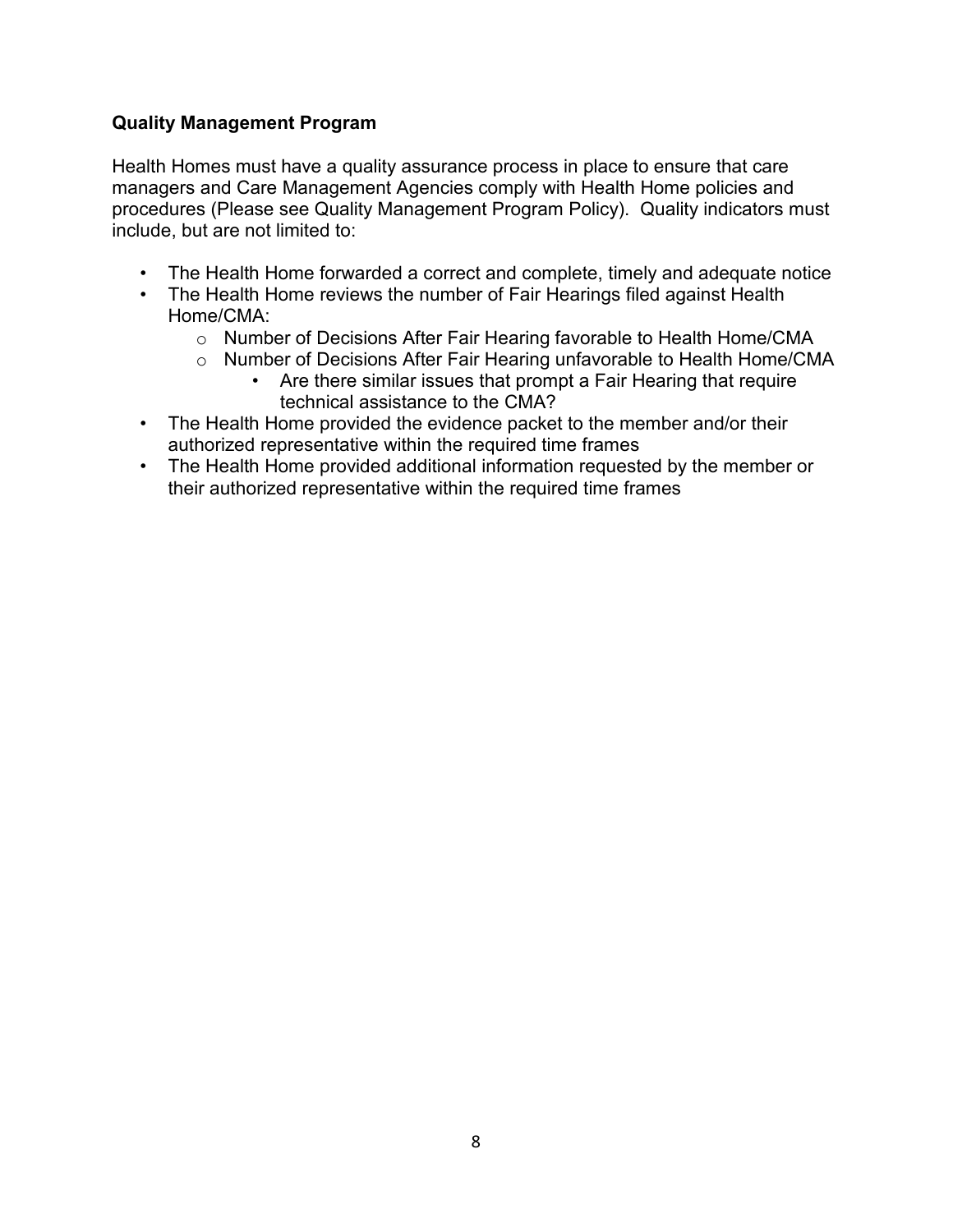**Quality Management Program**

Health Homes must have a quality assurance process in place to ensure that care managers and Care Management Agencies comply with Health Home policies and procedures (Please see Quality Management Program Policy). Quality indicators must include, but are not limited to:

- The Health Home forwarded a correct and complete, timely and adequate notice
- The Health Home reviews the number of Fair Hearings filed against Health Home/CMA:
  - Number of Decisions After Fair Hearing favorable to Health Home/CMA
  - Number of Decisions After Fair Hearing unfavorable to Health Home/CMA
    - Are there similar issues that prompt a Fair Hearing that require technical assistance to the CMA?
- The Health Home provided the evidence packet to the member and/or their authorized representative within the required time frames
- The Health Home provided additional information requested by the member or their authorized representative within the required time frames